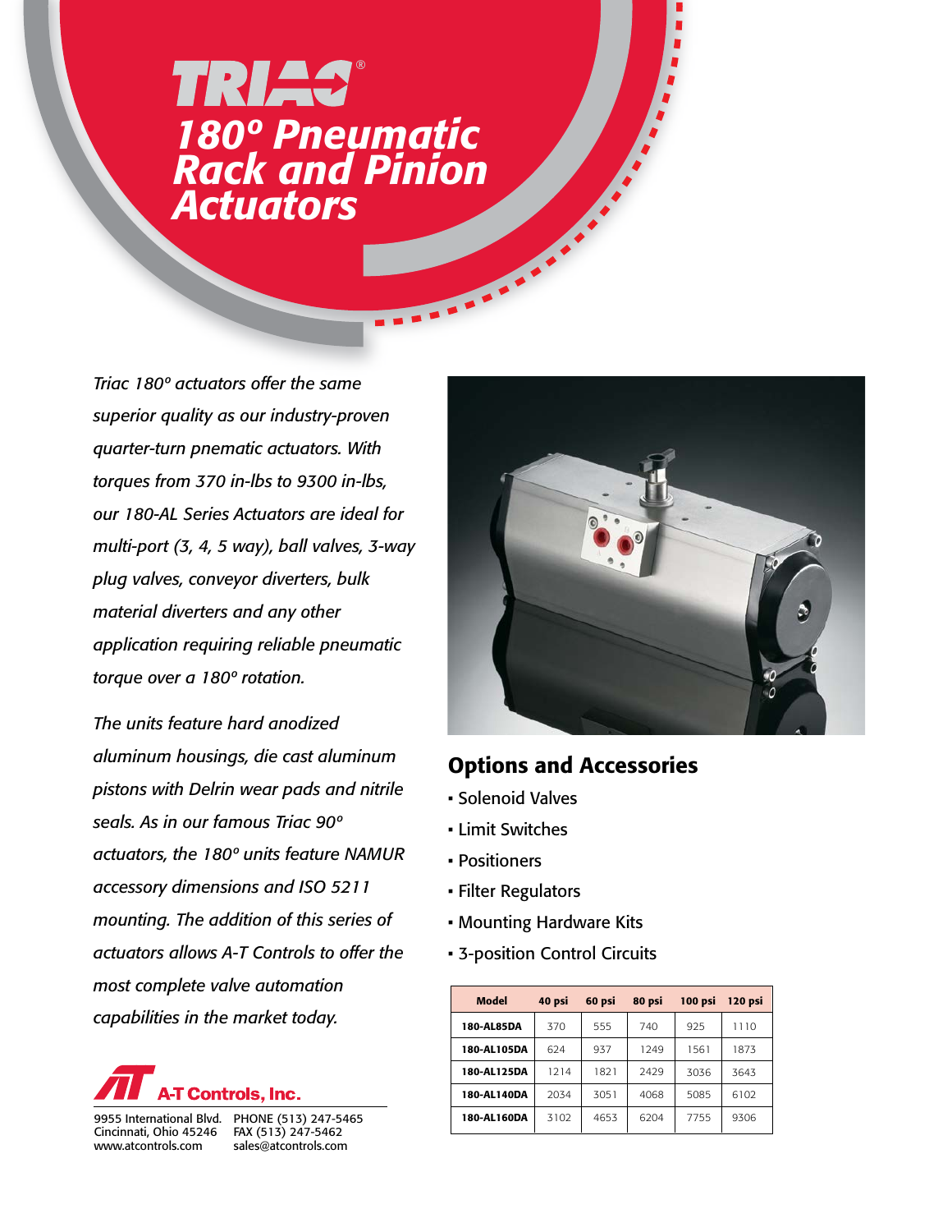# TRIAC®

# 180º Pneumatic Rack and Pinion Actuators

*Triac 180º actuators offer the same superior quality as our industry-proven quarter-turn pnematic actuators. With torques from 370 in-lbs to 9300 in-lbs, our 180-AL Series Actuators are ideal for multi-port (3, 4, 5 way), ball valves, 3-way plug valves, conveyor diverters, bulk material diverters and any other application requiring reliable pneumatic torque over a 180º rotation.*

*The units feature hard anodized aluminum housings, die cast aluminum pistons with Delrin wear pads and nitrile seals. As in our famous Triac 90º actuators, the 180º units feature NAMUR accessory dimensions and ISO 5211 mounting. The addition of this series of actuators allows A-T Controls to offer the most complete valve automation capabilities in the market today.*

**A-T Controls, Inc.**

9955 International Blvd.
Cincinnati, Ohio 45246
www.atcontrols.com

PHONE (513) 247-5465
FAX (513) 247-5462
sales@atcontrols.com

## Options and Accessories

- Solenoid Valves
- Limit Switches
- Positioners
- Filter Regulators
- Mounting Hardware Kits
- 3-position Control Circuits

| Model | 40 psi | 60 psi | 80 psi | 100 psi | 120 psi |
|---|---|---|---|---|---|
| 180-AL85DA | 370 | 555 | 740 | 925 | 1110 |
| 180-AL105DA | 624 | 937 | 1249 | 1561 | 1873 |
| 180-AL125DA | 1214 | 1821 | 2429 | 3036 | 3643 |
| 180-AL140DA | 2034 | 3051 | 4068 | 5085 | 6102 |
| 180-AL160DA | 3102 | 4653 | 6204 | 7755 | 9306 |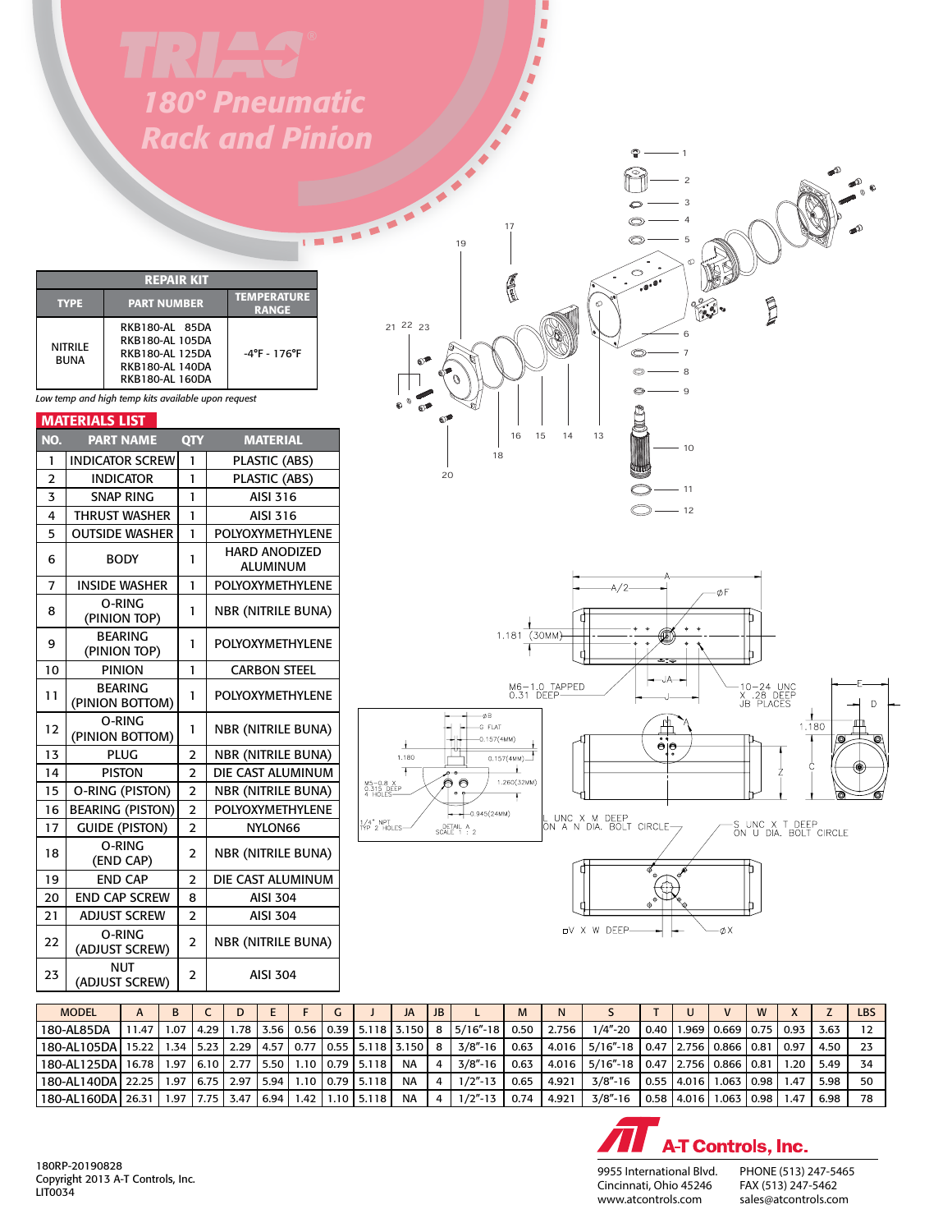# TRIAC®

## 180° Pneumatic Rack and Pinion

| REPAIR KIT | | |
|---|---|---|
| TYPE | PART NUMBER | TEMPERATURE RANGE |
| NITRILE BUNA | RKB180-AL 85DA<br>RKB180-AL 105DA<br>RKB180-AL 125DA<br>RKB180-AL 140DA<br>RKB180-AL 160DA | -4°F - 176°F |

*Low temp and high temp kits available upon request*

## MATERIALS LIST

| NO. | PART NAME | QTY | MATERIAL |
|---|---|---|---|
| 1 | INDICATOR SCREW | 1 | PLASTIC (ABS) |
| 2 | INDICATOR | 1 | PLASTIC (ABS) |
| 3 | SNAP RING | 1 | AISI 316 |
| 4 | THRUST WASHER | 1 | AISI 316 |
| 5 | OUTSIDE WASHER | 1 | POLYOXYMETHYLENE |
| 6 | BODY | 1 | HARD ANODIZED ALUMINUM |
| 7 | INSIDE WASHER | 1 | POLYOXYMETHYLENE |
| 8 | O-RING (PINION TOP) | 1 | NBR (NITRILE BUNA) |
| 9 | BEARING (PINION TOP) | 1 | POLYOXYMETHYLENE |
| 10 | PINION | 1 | CARBON STEEL |
| 11 | BEARING (PINION BOTTOM) | 1 | POLYOXYMETHYLENE |
| 12 | O-RING (PINION BOTTOM) | 1 | NBR (NITRILE BUNA) |
| 13 | PLUG | 2 | NBR (NITRILE BUNA) |
| 14 | PISTON | 2 | DIE CAST ALUMINUM |
| 15 | O-RING (PISTON) | 2 | NBR (NITRILE BUNA) |
| 16 | BEARING (PISTON) | 2 | POLYOXYMETHYLENE |
| 17 | GUIDE (PISTON) | 2 | NYLON66 |
| 18 | O-RING (END CAP) | 2 | NBR (NITRILE BUNA) |
| 19 | END CAP | 2 | DIE CAST ALUMINUM |
| 20 | END CAP SCREW | 8 | AISI 304 |
| 21 | ADJUST SCREW | 2 | AISI 304 |
| 22 | O-RING (ADJUST SCREW) | 2 | NBR (NITRILE BUNA) |
| 23 | NUT (ADJUST SCREW) | 2 | AISI 304 |

A/2
A
ØF
1.181 (30MM)
M6−1.0 TAPPED 0.31 DEEP
JA
J
10−24 UNC X .28 DEEP JB PLACES
E
D
1.180
C
Z
ØB
G FLAT
0.157(4MM)
1.180
0.157(4MM)
1.260(32MM)
M5−0.8 X 0.315 DEEP 4 HOLES
0.945(24MM)
1/4" NPT TYP 2 HOLES
DETAIL A SCALE 1 : 2
L UNC X M DEEP ON A N DIA. BOLT CIRCLE
S UNC X T DEEP ON U DIA. BOLT CIRCLE
ØV X W DEEP
ØX

| MODEL | A | B | C | D | E | F | G | J | JA | JB | L | M | N | S | T | U | V | W | X | Z | LBS |
|---|---|---|---|---|---|---|---|---|---|---|---|---|---|---|---|---|---|---|---|---|---|
| 180-AL85DA | 11.47 | 1.07 | 4.29 | 1.78 | 3.56 | 0.56 | 0.39 | 5.118 | 3.150 | 8 | 5/16"-18 | 0.50 | 2.756 | 1/4"-20 | 0.40 | 1.969 | 0.669 | 0.75 | 0.93 | 3.63 | 12 |
| 180-AL105DA | 15.22 | 1.34 | 5.23 | 2.29 | 4.57 | 0.77 | 0.55 | 5.118 | 3.150 | 8 | 3/8"-16 | 0.63 | 4.016 | 5/16"-18 | 0.47 | 2.756 | 0.866 | 0.81 | 0.97 | 4.50 | 23 |
| 180-AL125DA | 16.78 | 1.97 | 6.10 | 2.77 | 5.50 | 1.10 | 0.79 | 5.118 | NA | 4 | 3/8"-16 | 0.63 | 4.016 | 5/16"-18 | 0.47 | 2.756 | 0.866 | 0.81 | 1.20 | 5.49 | 34 |
| 180-AL140DA | 22.25 | 1.97 | 6.75 | 2.97 | 5.94 | 1.10 | 0.79 | 5.118 | NA | 4 | 1/2"-13 | 0.65 | 4.921 | 3/8"-16 | 0.55 | 4.016 | 1.063 | 0.98 | 1.47 | 5.98 | 50 |
| 180-AL160DA | 26.31 | 1.97 | 7.75 | 3.47 | 6.94 | 1.42 | 1.10 | 5.118 | NA | 4 | 1/2"-13 | 0.74 | 4.921 | 3/8"-16 | 0.58 | 4.016 | 1.063 | 0.98 | 1.47 | 6.98 | 78 |

180RP-20190828
Copyright 2013 A-T Controls, Inc.
LIT0034

**A-T Controls, Inc.**

9955 International Blvd.
Cincinnati, Ohio 45246
www.atcontrols.com

PHONE (513) 247-5465
FAX (513) 247-5462
sales@atcontrols.com